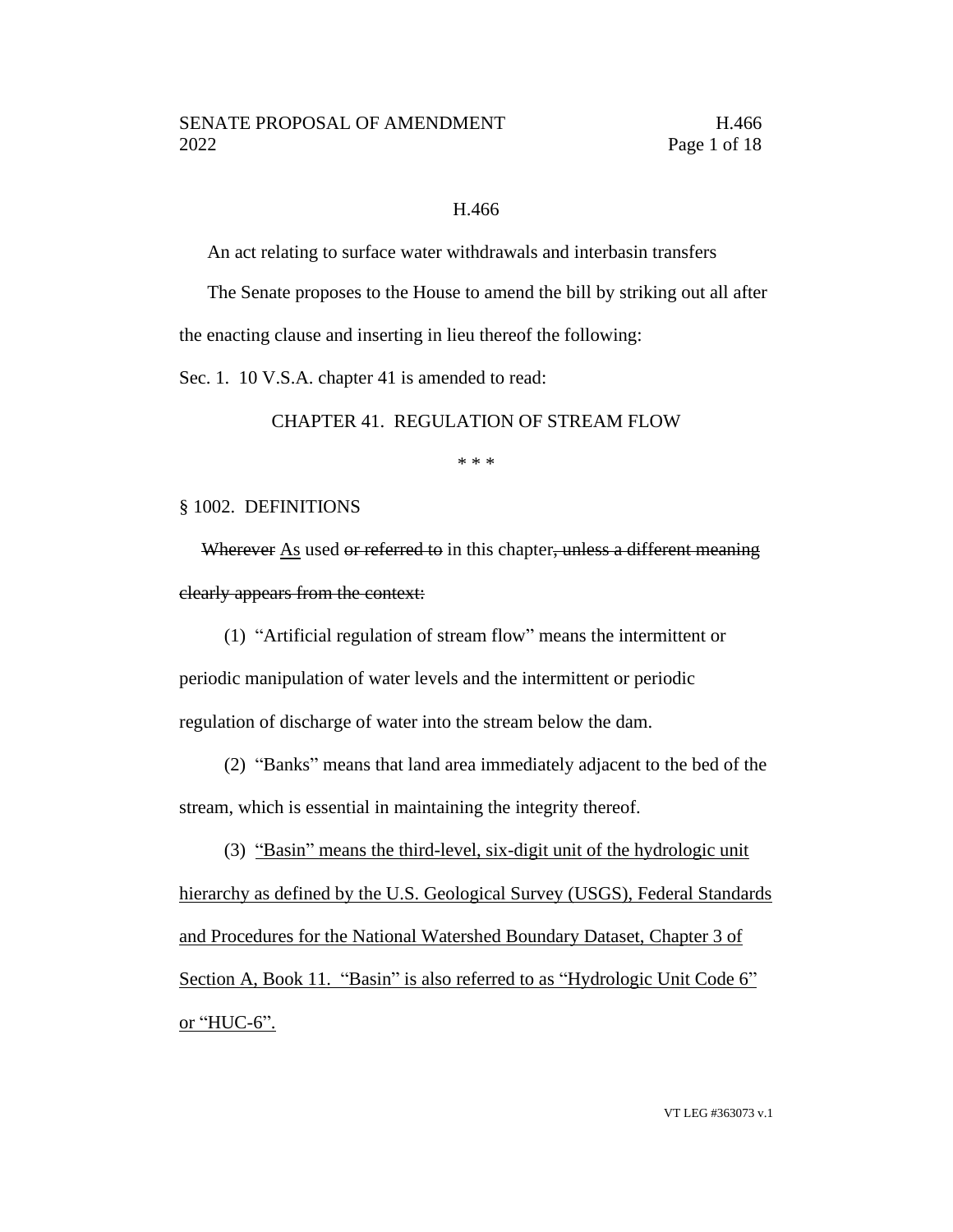H.466

An act relating to surface water withdrawals and interbasin transfers

The Senate proposes to the House to amend the bill by striking out all after the enacting clause and inserting in lieu thereof the following:

Sec. 1. 10 V.S.A. chapter 41 is amended to read:

CHAPTER 41. REGULATION OF STREAM FLOW

\* \* \*

§ 1002. DEFINITIONS

~~Wherever~~ <u>As</u> used ~~or referred to~~ in this chapter~~, unless a different meaning clearly appears from the context:~~

(1) "Artificial regulation of stream flow" means the intermittent or periodic manipulation of water levels and the intermittent or periodic regulation of discharge of water into the stream below the dam.

(2) "Banks" means that land area immediately adjacent to the bed of the stream, which is essential in maintaining the integrity thereof.

(3) <u>"Basin" means the third-level, six-digit unit of the hydrologic unit hierarchy as defined by the U.S. Geological Survey (USGS), Federal Standards and Procedures for the National Watershed Boundary Dataset, Chapter 3 of Section A, Book 11. "Basin" is also referred to as "Hydrologic Unit Code 6" or "HUC-6".</u>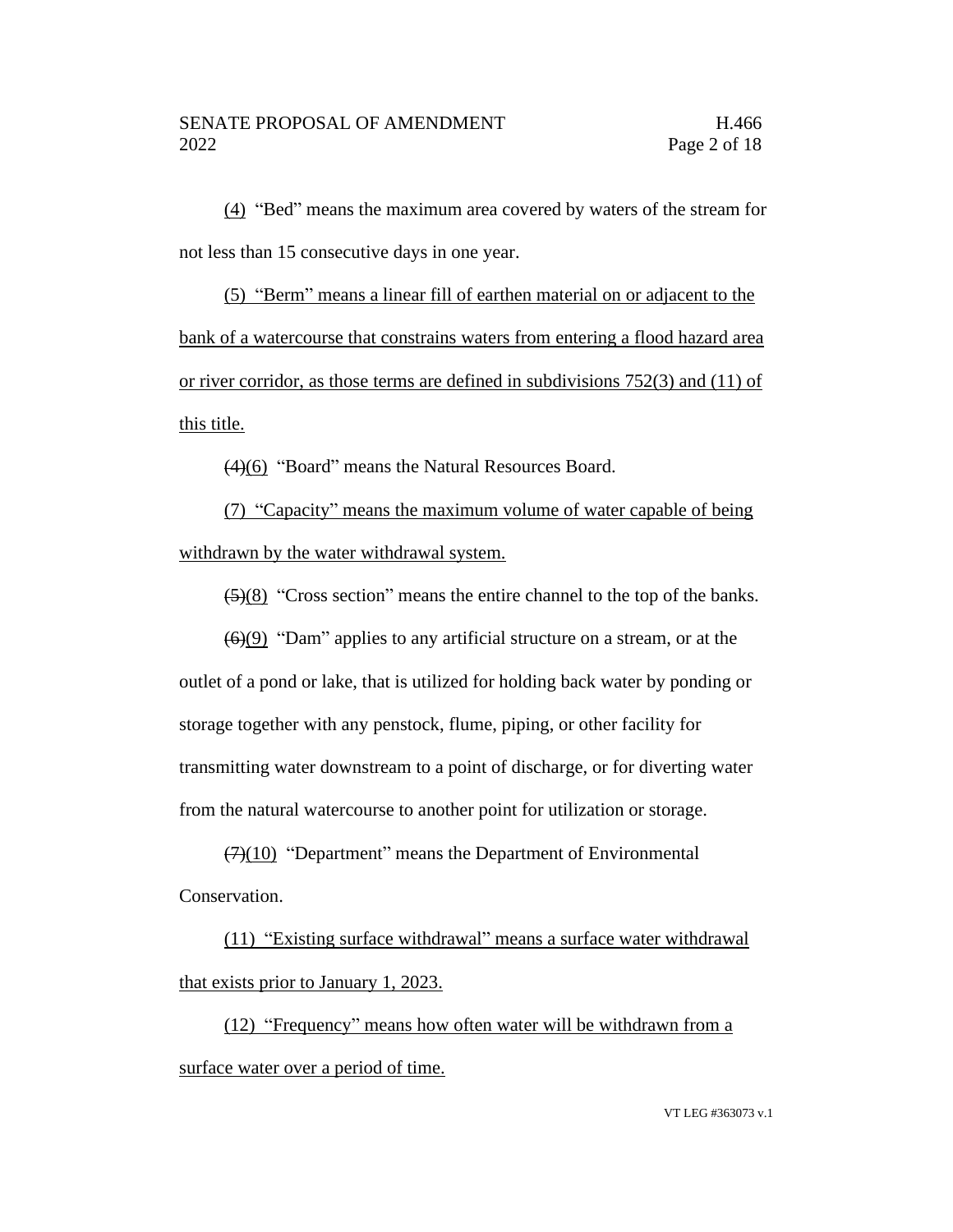(4) "Bed" means the maximum area covered by waters of the stream for not less than 15 consecutive days in one year.

(5) "Berm" means a linear fill of earthen material on or adjacent to the bank of a watercourse that constrains waters from entering a flood hazard area or river corridor, as those terms are defined in subdivisions 752(3) and (11) of this title.

~~(4)~~(6) "Board" means the Natural Resources Board.

(7) "Capacity" means the maximum volume of water capable of being withdrawn by the water withdrawal system.

~~(5)~~(8) "Cross section" means the entire channel to the top of the banks.

~~(6)~~(9) "Dam" applies to any artificial structure on a stream, or at the outlet of a pond or lake, that is utilized for holding back water by ponding or storage together with any penstock, flume, piping, or other facility for transmitting water downstream to a point of discharge, or for diverting water from the natural watercourse to another point for utilization or storage.

~~(7)~~(10) "Department" means the Department of Environmental Conservation.

(11) "Existing surface withdrawal" means a surface water withdrawal that exists prior to January 1, 2023.

(12) "Frequency" means how often water will be withdrawn from a surface water over a period of time.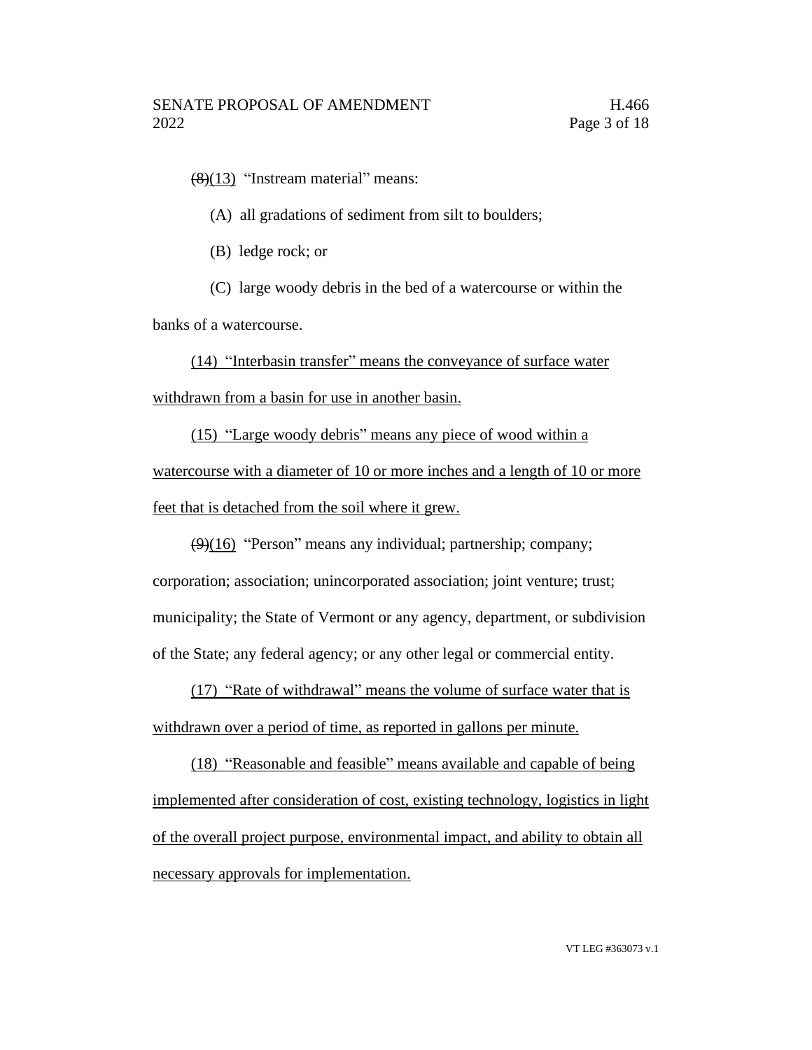~~(8)~~(13) "Instream material" means:

(A) all gradations of sediment from silt to boulders;

(B) ledge rock; or

(C) large woody debris in the bed of a watercourse or within the banks of a watercourse.

<u>(14) "Interbasin transfer" means the conveyance of surface water withdrawn from a basin for use in another basin.</u>

<u>(15) "Large woody debris" means any piece of wood within a watercourse with a diameter of 10 or more inches and a length of 10 or more feet that is detached from the soil where it grew.</u>

~~(9)~~(16) "Person" means any individual; partnership; company; corporation; association; unincorporated association; joint venture; trust; municipality; the State of Vermont or any agency, department, or subdivision of the State; any federal agency; or any other legal or commercial entity.

<u>(17) "Rate of withdrawal" means the volume of surface water that is withdrawn over a period of time, as reported in gallons per minute.</u>

<u>(18) "Reasonable and feasible" means available and capable of being implemented after consideration of cost, existing technology, logistics in light of the overall project purpose, environmental impact, and ability to obtain all necessary approvals for implementation.</u>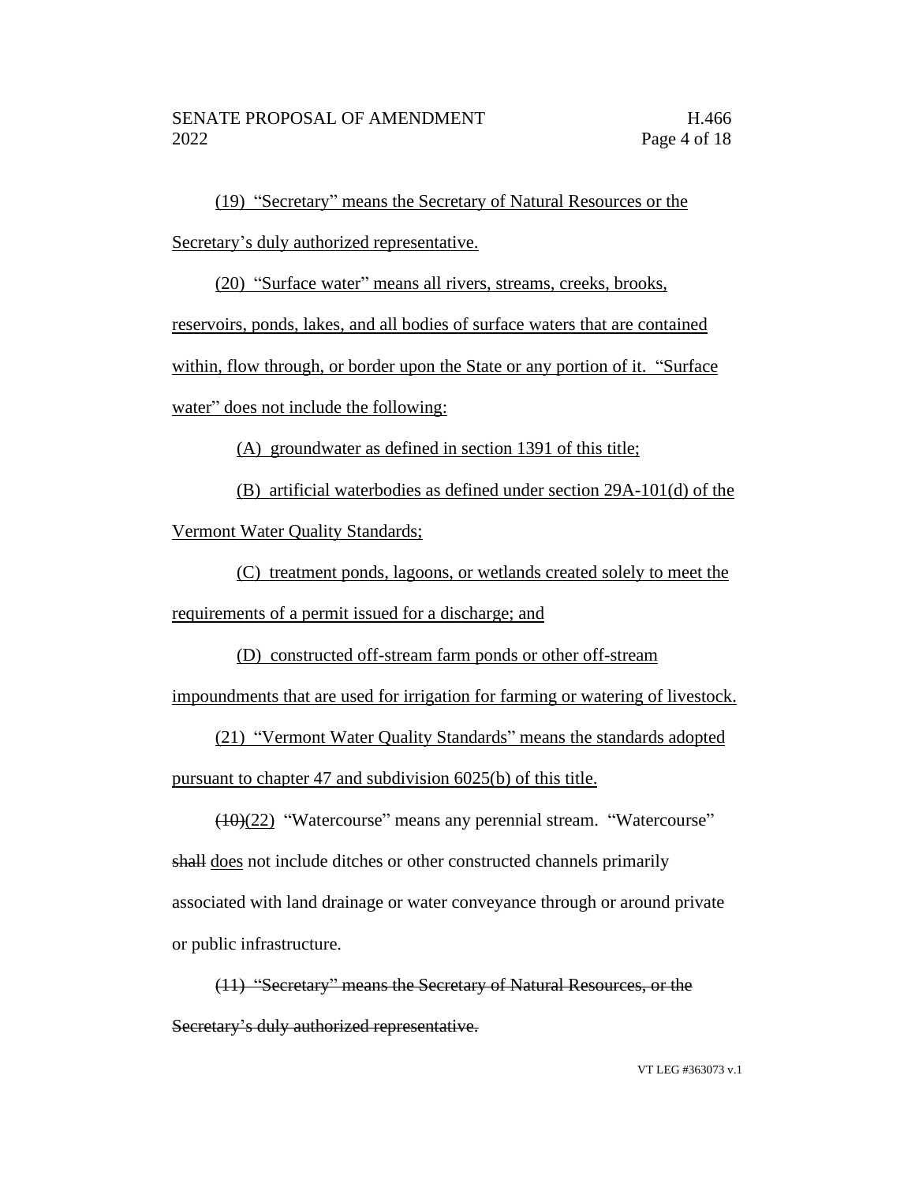<u>(19) "Secretary" means the Secretary of Natural Resources or the Secretary's duly authorized representative.</u>

<u>(20) "Surface water" means all rivers, streams, creeks, brooks, reservoirs, ponds, lakes, and all bodies of surface waters that are contained within, flow through, or border upon the State or any portion of it. "Surface water" does not include the following:</u>

<u>(A) groundwater as defined in section 1391 of this title;</u>

<u>(B) artificial waterbodies as defined under section 29A-101(d) of the Vermont Water Quality Standards;</u>

<u>(C) treatment ponds, lagoons, or wetlands created solely to meet the requirements of a permit issued for a discharge; and</u>

<u>(D) constructed off-stream farm ponds or other off-stream impoundments that are used for irrigation for farming or watering of livestock.</u>

<u>(21) "Vermont Water Quality Standards" means the standards adopted pursuant to chapter 47 and subdivision 6025(b) of this title.</u>

~~(10)~~<u>(22)</u> "Watercourse" means any perennial stream. "Watercourse" ~~shall~~ <u>does</u> not include ditches or other constructed channels primarily associated with land drainage or water conveyance through or around private or public infrastructure.

~~(11) "Secretary" means the Secretary of Natural Resources, or the Secretary's duly authorized representative.~~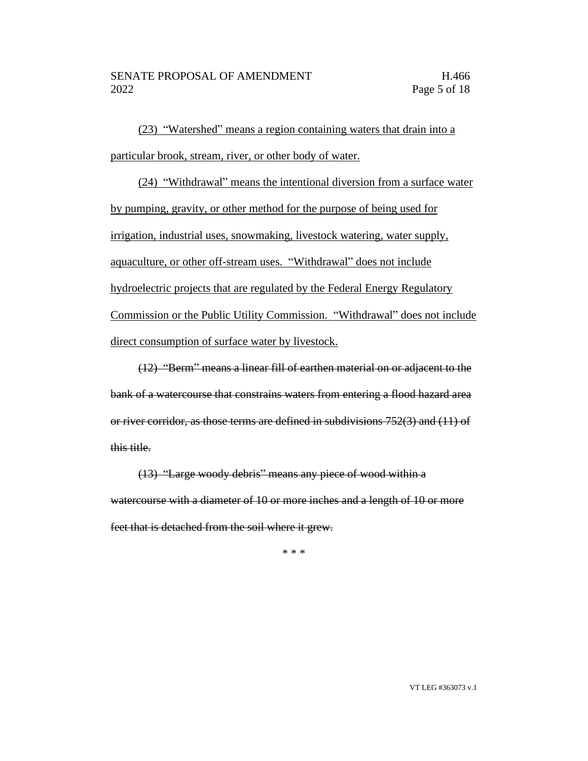(23) "Watershed" means a region containing waters that drain into a particular brook, stream, river, or other body of water.

(24) "Withdrawal" means the intentional diversion from a surface water by pumping, gravity, or other method for the purpose of being used for irrigation, industrial uses, snowmaking, livestock watering, water supply, aquaculture, or other off-stream uses. "Withdrawal" does not include hydroelectric projects that are regulated by the Federal Energy Regulatory Commission or the Public Utility Commission. "Withdrawal" does not include direct consumption of surface water by livestock.

~~(12) "Berm" means a linear fill of earthen material on or adjacent to the bank of a watercourse that constrains waters from entering a flood hazard area or river corridor, as those terms are defined in subdivisions 752(3) and (11) of this title.~~

~~(13) "Large woody debris" means any piece of wood within a watercourse with a diameter of 10 or more inches and a length of 10 or more feet that is detached from the soil where it grew.~~

\* \* \*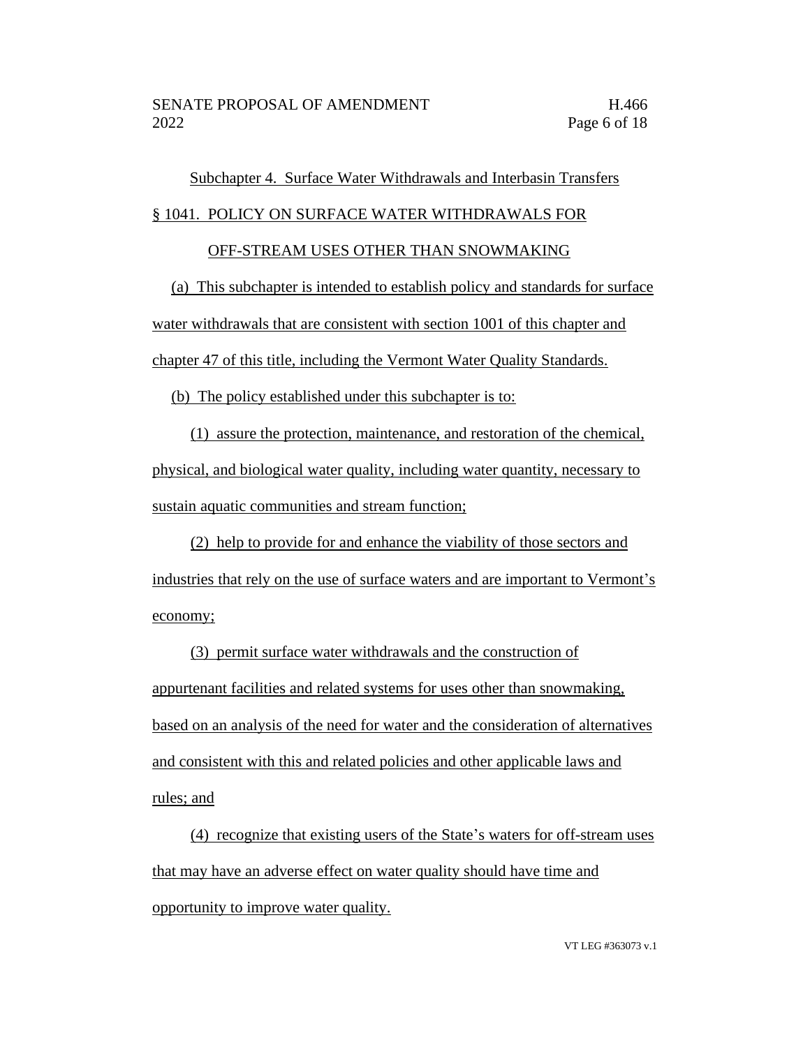Subchapter 4. Surface Water Withdrawals and Interbasin Transfers

§ 1041. POLICY ON SURFACE WATER WITHDRAWALS FOR OFF-STREAM USES OTHER THAN SNOWMAKING

(a) This subchapter is intended to establish policy and standards for surface water withdrawals that are consistent with section 1001 of this chapter and chapter 47 of this title, including the Vermont Water Quality Standards.

(b) The policy established under this subchapter is to:

(1) assure the protection, maintenance, and restoration of the chemical, physical, and biological water quality, including water quantity, necessary to sustain aquatic communities and stream function;

(2) help to provide for and enhance the viability of those sectors and industries that rely on the use of surface waters and are important to Vermont's economy;

(3) permit surface water withdrawals and the construction of appurtenant facilities and related systems for uses other than snowmaking, based on an analysis of the need for water and the consideration of alternatives and consistent with this and related policies and other applicable laws and rules; and

(4) recognize that existing users of the State's waters for off-stream uses that may have an adverse effect on water quality should have time and opportunity to improve water quality.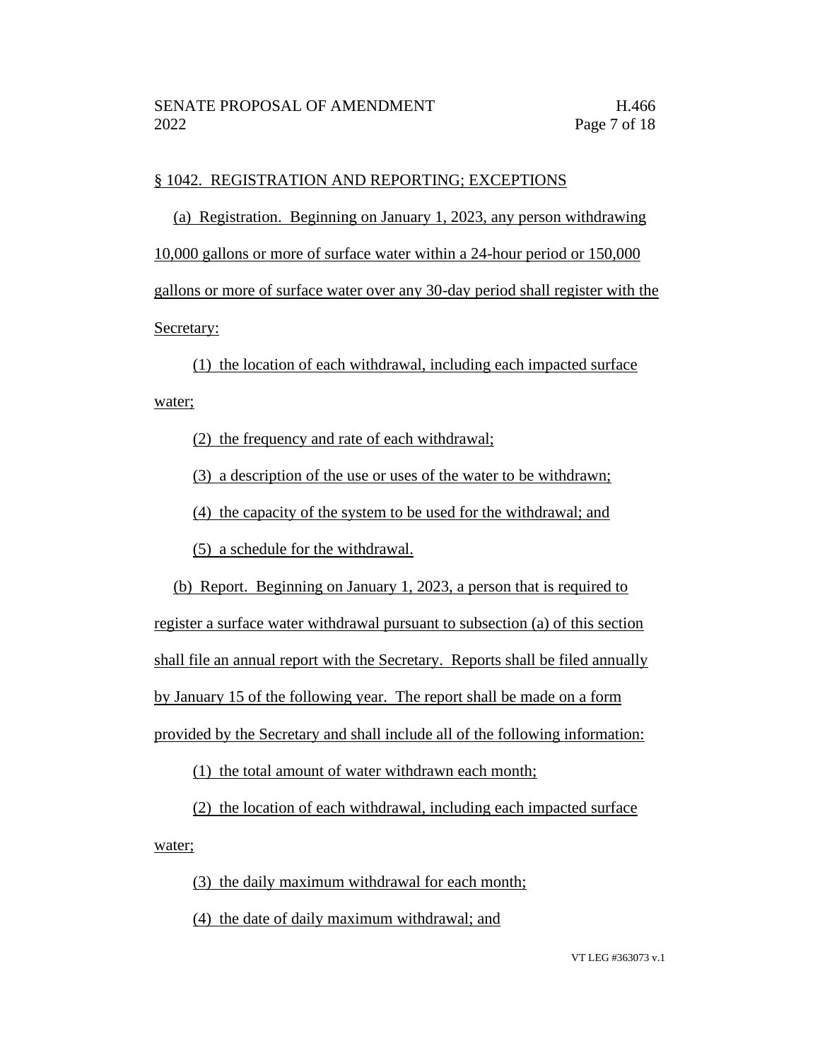§ 1042. REGISTRATION AND REPORTING; EXCEPTIONS

(a) Registration. Beginning on January 1, 2023, any person withdrawing 10,000 gallons or more of surface water within a 24-hour period or 150,000 gallons or more of surface water over any 30-day period shall register with the Secretary:

(1) the location of each withdrawal, including each impacted surface water;

(2) the frequency and rate of each withdrawal;

(3) a description of the use or uses of the water to be withdrawn;

(4) the capacity of the system to be used for the withdrawal; and

(5) a schedule for the withdrawal.

(b) Report. Beginning on January 1, 2023, a person that is required to register a surface water withdrawal pursuant to subsection (a) of this section shall file an annual report with the Secretary. Reports shall be filed annually by January 15 of the following year. The report shall be made on a form provided by the Secretary and shall include all of the following information:

(1) the total amount of water withdrawn each month;

(2) the location of each withdrawal, including each impacted surface water;

(3) the daily maximum withdrawal for each month;

(4) the date of daily maximum withdrawal; and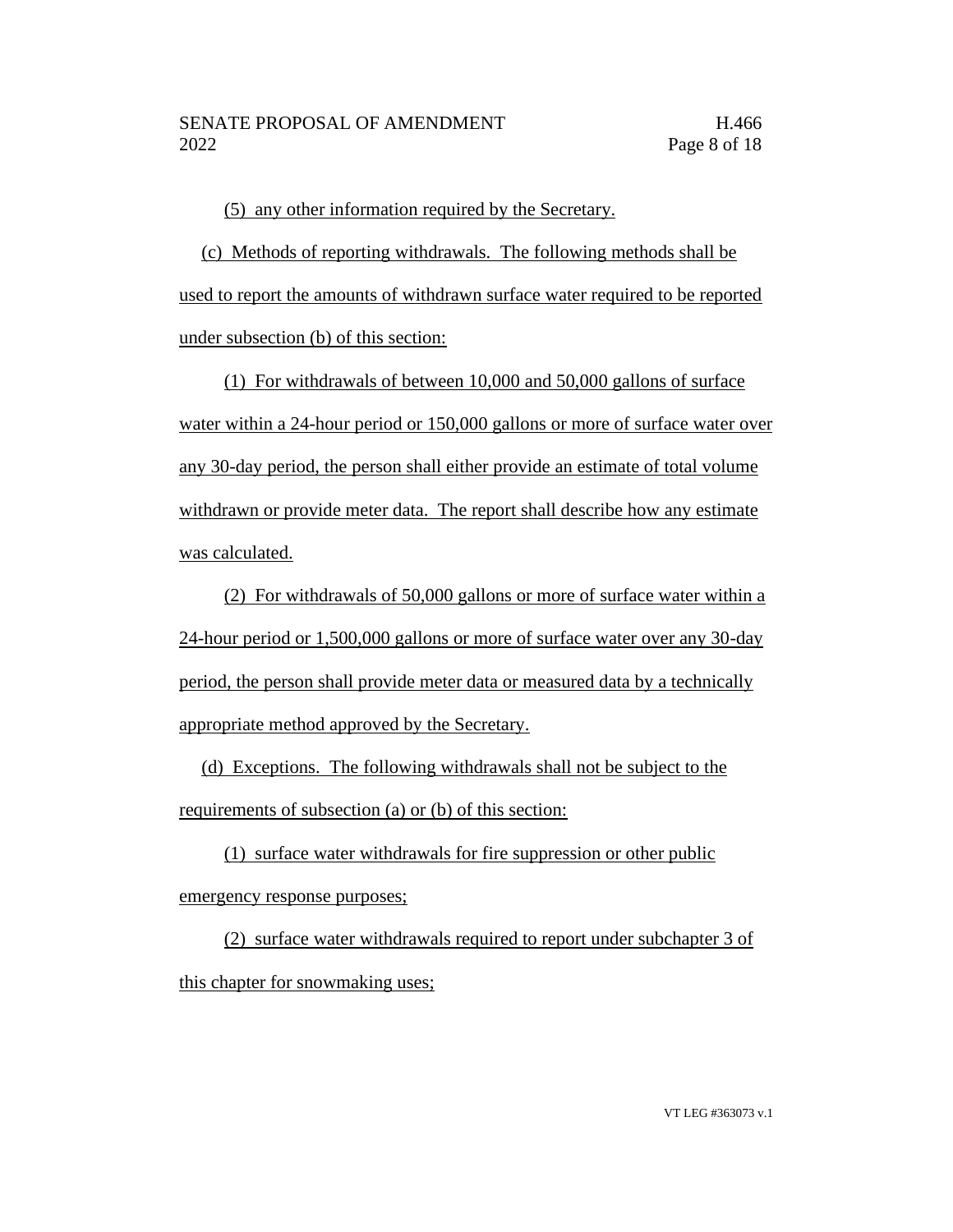(5) any other information required by the Secretary.

(c) Methods of reporting withdrawals. The following methods shall be used to report the amounts of withdrawn surface water required to be reported under subsection (b) of this section:

(1) For withdrawals of between 10,000 and 50,000 gallons of surface water within a 24-hour period or 150,000 gallons or more of surface water over any 30-day period, the person shall either provide an estimate of total volume withdrawn or provide meter data. The report shall describe how any estimate was calculated.

(2) For withdrawals of 50,000 gallons or more of surface water within a 24-hour period or 1,500,000 gallons or more of surface water over any 30-day period, the person shall provide meter data or measured data by a technically appropriate method approved by the Secretary.

(d) Exceptions. The following withdrawals shall not be subject to the requirements of subsection (a) or (b) of this section:

(1) surface water withdrawals for fire suppression or other public emergency response purposes;

(2) surface water withdrawals required to report under subchapter 3 of this chapter for snowmaking uses;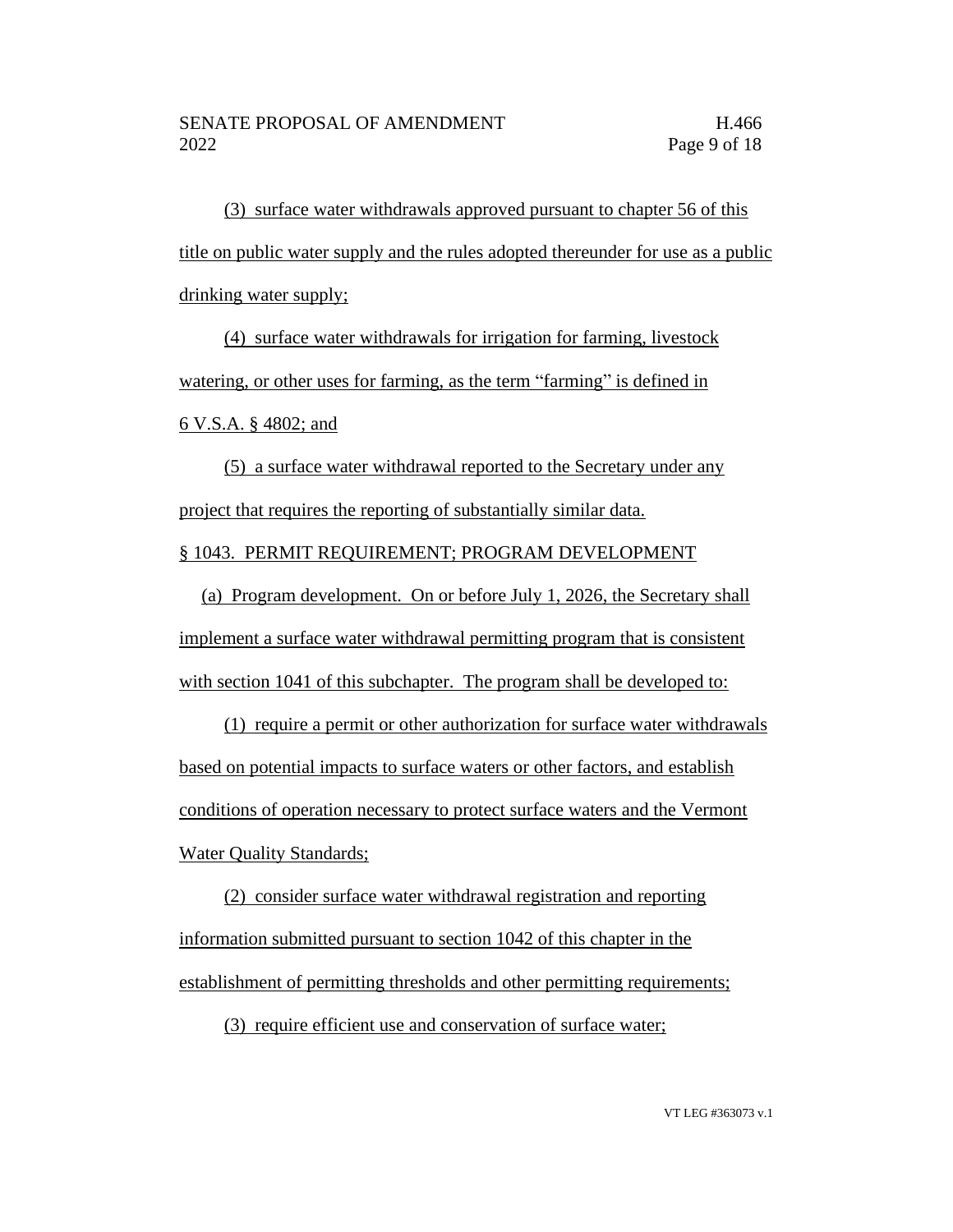(3) surface water withdrawals approved pursuant to chapter 56 of this title on public water supply and the rules adopted thereunder for use as a public drinking water supply;

(4) surface water withdrawals for irrigation for farming, livestock watering, or other uses for farming, as the term "farming" is defined in 6 V.S.A. § 4802; and

(5) a surface water withdrawal reported to the Secretary under any project that requires the reporting of substantially similar data.

§ 1043. PERMIT REQUIREMENT; PROGRAM DEVELOPMENT

(a) Program development. On or before July 1, 2026, the Secretary shall implement a surface water withdrawal permitting program that is consistent with section 1041 of this subchapter. The program shall be developed to:

(1) require a permit or other authorization for surface water withdrawals based on potential impacts to surface waters or other factors, and establish conditions of operation necessary to protect surface waters and the Vermont Water Quality Standards;

(2) consider surface water withdrawal registration and reporting information submitted pursuant to section 1042 of this chapter in the establishment of permitting thresholds and other permitting requirements;

(3) require efficient use and conservation of surface water;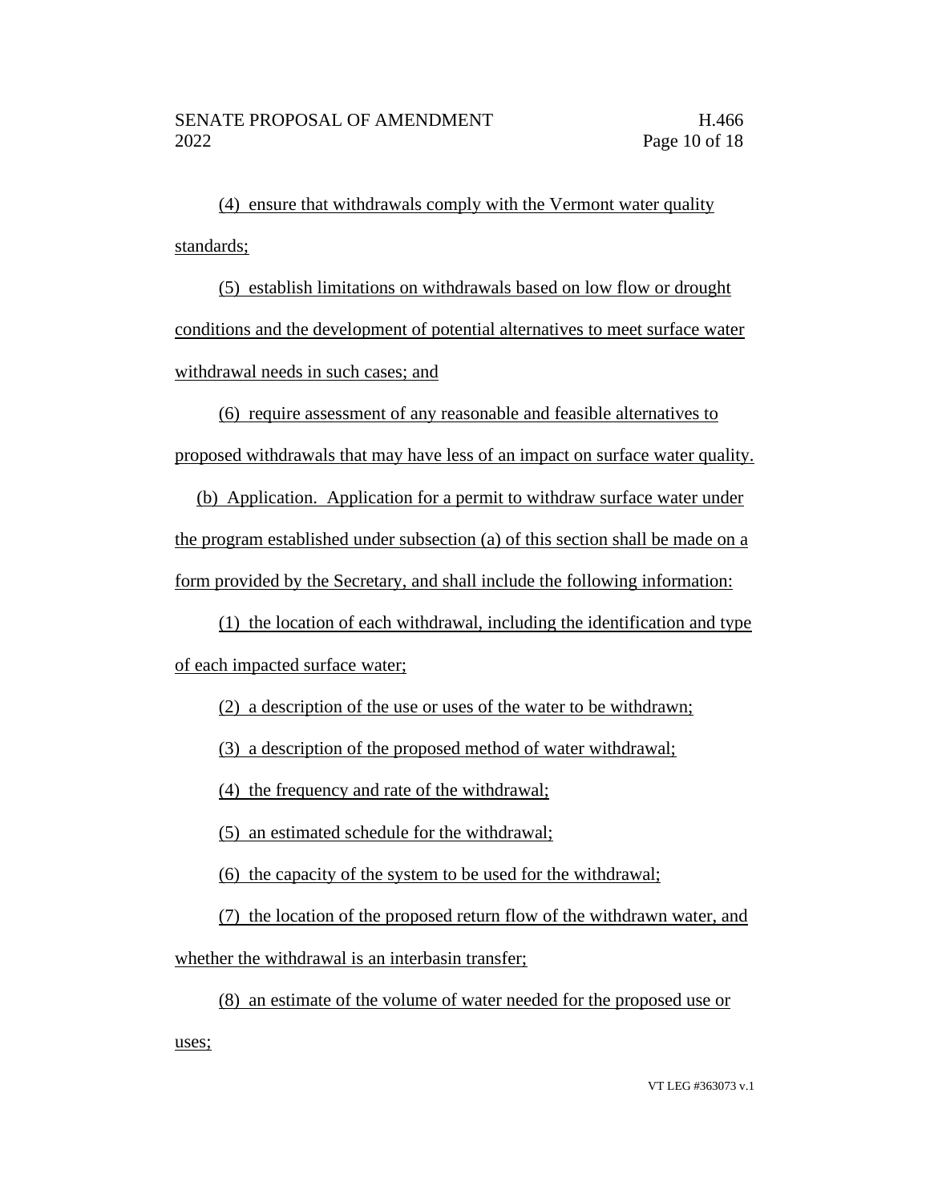(4) ensure that withdrawals comply with the Vermont water quality standards;

(5) establish limitations on withdrawals based on low flow or drought conditions and the development of potential alternatives to meet surface water withdrawal needs in such cases; and

(6) require assessment of any reasonable and feasible alternatives to proposed withdrawals that may have less of an impact on surface water quality.

(b) Application. Application for a permit to withdraw surface water under the program established under subsection (a) of this section shall be made on a form provided by the Secretary, and shall include the following information:

(1) the location of each withdrawal, including the identification and type of each impacted surface water;

(2) a description of the use or uses of the water to be withdrawn;

(3) a description of the proposed method of water withdrawal;

(4) the frequency and rate of the withdrawal;

(5) an estimated schedule for the withdrawal;

(6) the capacity of the system to be used for the withdrawal;

(7) the location of the proposed return flow of the withdrawn water, and whether the withdrawal is an interbasin transfer;

(8) an estimate of the volume of water needed for the proposed use or uses;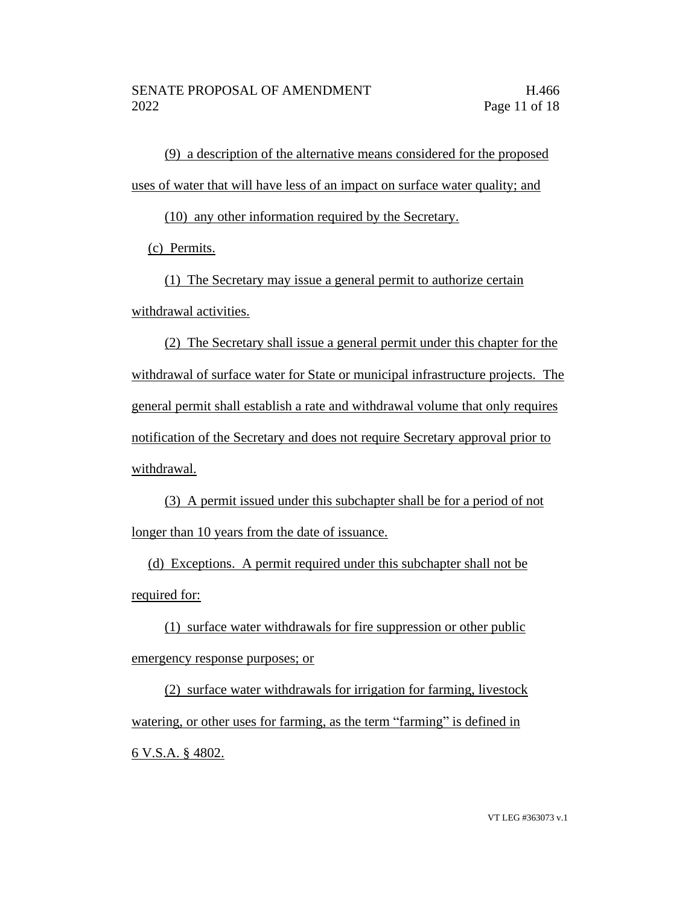(9) a description of the alternative means considered for the proposed uses of water that will have less of an impact on surface water quality; and

(10) any other information required by the Secretary.

(c) Permits.

(1) The Secretary may issue a general permit to authorize certain withdrawal activities.

(2) The Secretary shall issue a general permit under this chapter for the withdrawal of surface water for State or municipal infrastructure projects. The general permit shall establish a rate and withdrawal volume that only requires notification of the Secretary and does not require Secretary approval prior to withdrawal.

(3) A permit issued under this subchapter shall be for a period of not longer than 10 years from the date of issuance.

(d) Exceptions. A permit required under this subchapter shall not be required for:

(1) surface water withdrawals for fire suppression or other public emergency response purposes; or

(2) surface water withdrawals for irrigation for farming, livestock watering, or other uses for farming, as the term "farming" is defined in 6 V.S.A. § 4802.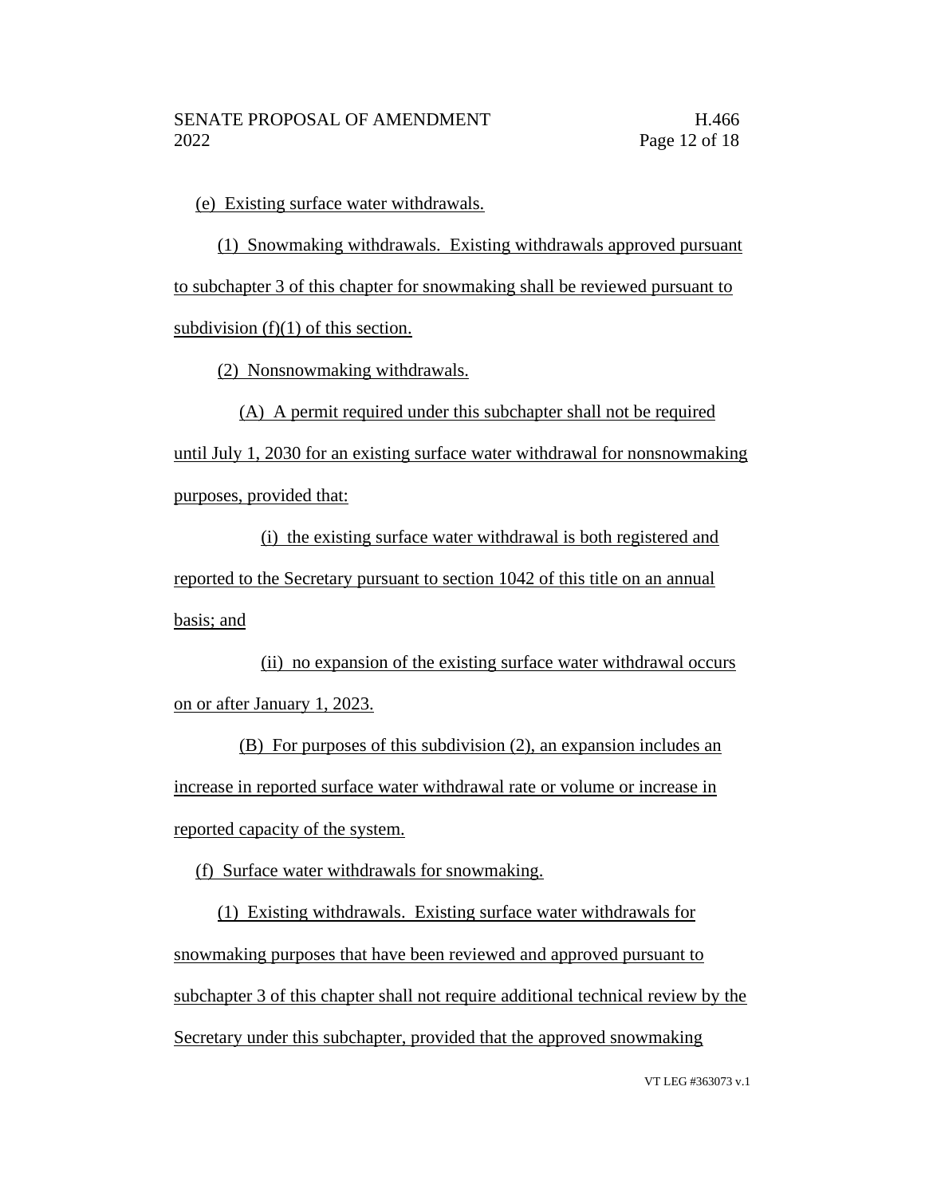(e) Existing surface water withdrawals.

(1) Snowmaking withdrawals. Existing withdrawals approved pursuant to subchapter 3 of this chapter for snowmaking shall be reviewed pursuant to subdivision (f)(1) of this section.

(2) Nonsnowmaking withdrawals.

(A) A permit required under this subchapter shall not be required until July 1, 2030 for an existing surface water withdrawal for nonsnowmaking purposes, provided that:

(i) the existing surface water withdrawal is both registered and reported to the Secretary pursuant to section 1042 of this title on an annual basis; and

(ii) no expansion of the existing surface water withdrawal occurs on or after January 1, 2023.

(B) For purposes of this subdivision (2), an expansion includes an increase in reported surface water withdrawal rate or volume or increase in reported capacity of the system.

(f) Surface water withdrawals for snowmaking.

(1) Existing withdrawals. Existing surface water withdrawals for snowmaking purposes that have been reviewed and approved pursuant to subchapter 3 of this chapter shall not require additional technical review by the Secretary under this subchapter, provided that the approved snowmaking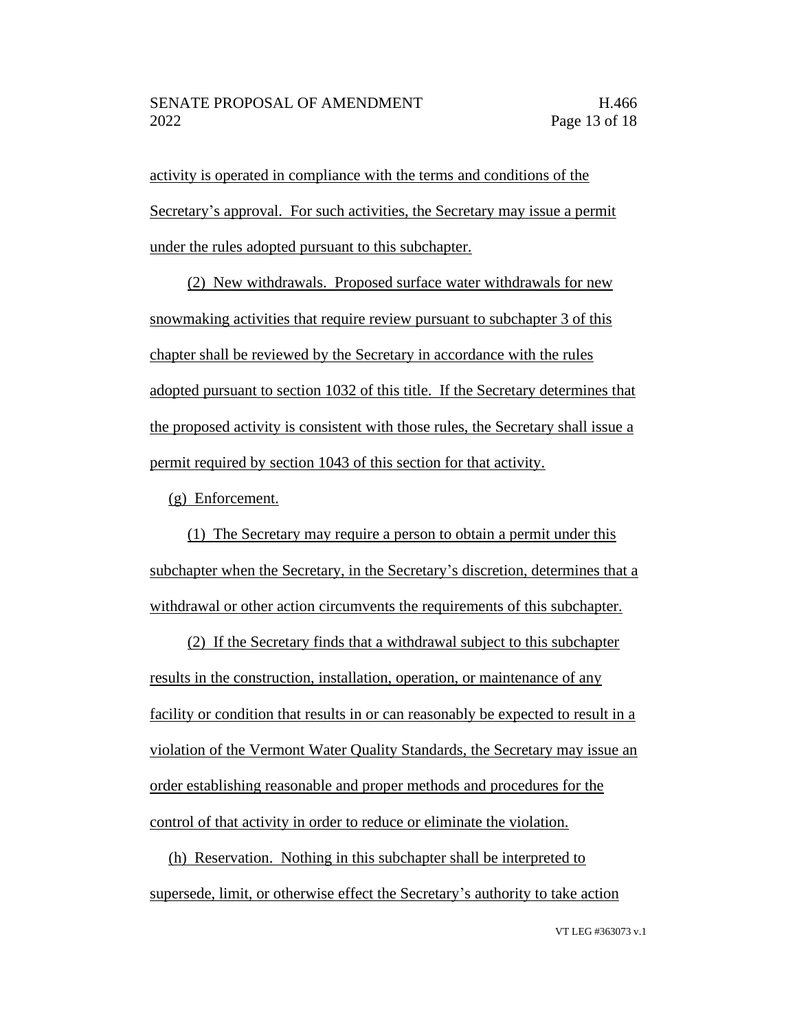activity is operated in compliance with the terms and conditions of the Secretary's approval. For such activities, the Secretary may issue a permit under the rules adopted pursuant to this subchapter.

(2) New withdrawals. Proposed surface water withdrawals for new snowmaking activities that require review pursuant to subchapter 3 of this chapter shall be reviewed by the Secretary in accordance with the rules adopted pursuant to section 1032 of this title. If the Secretary determines that the proposed activity is consistent with those rules, the Secretary shall issue a permit required by section 1043 of this section for that activity.

(g) Enforcement.

(1) The Secretary may require a person to obtain a permit under this subchapter when the Secretary, in the Secretary's discretion, determines that a withdrawal or other action circumvents the requirements of this subchapter.

(2) If the Secretary finds that a withdrawal subject to this subchapter results in the construction, installation, operation, or maintenance of any facility or condition that results in or can reasonably be expected to result in a violation of the Vermont Water Quality Standards, the Secretary may issue an order establishing reasonable and proper methods and procedures for the control of that activity in order to reduce or eliminate the violation.

(h) Reservation. Nothing in this subchapter shall be interpreted to supersede, limit, or otherwise effect the Secretary's authority to take action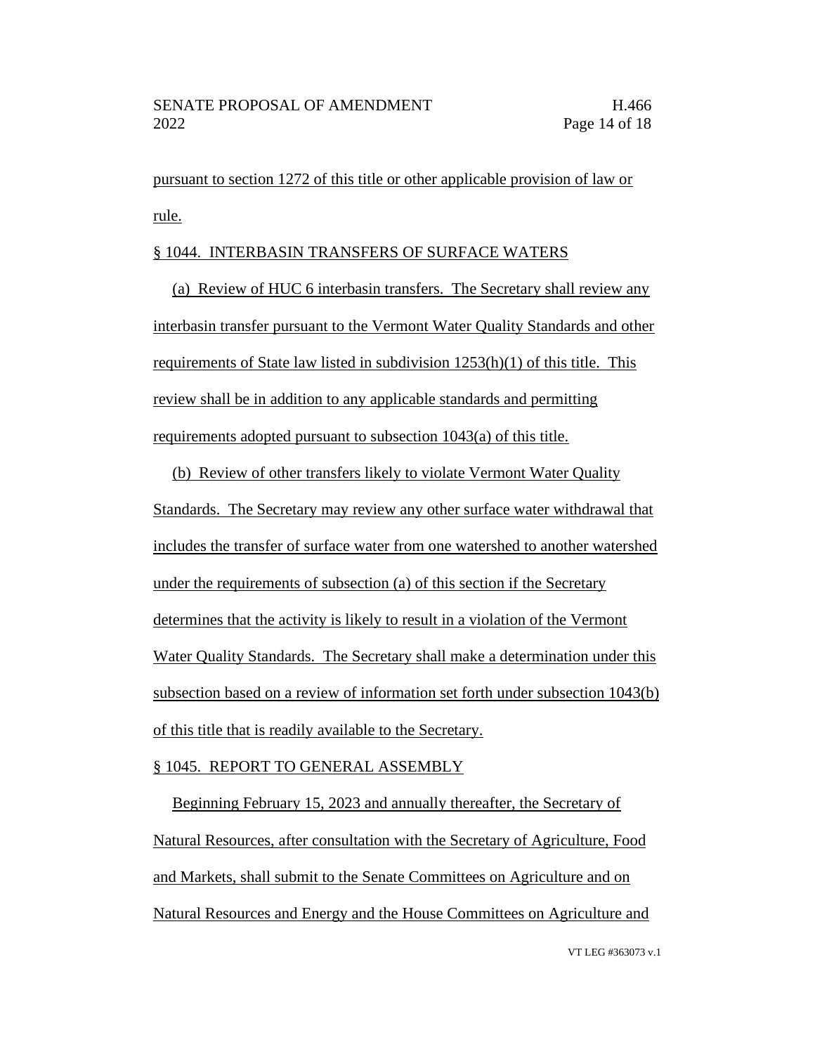pursuant to section 1272 of this title or other applicable provision of law or rule.

§ 1044. INTERBASIN TRANSFERS OF SURFACE WATERS

(a) Review of HUC 6 interbasin transfers. The Secretary shall review any interbasin transfer pursuant to the Vermont Water Quality Standards and other requirements of State law listed in subdivision 1253(h)(1) of this title. This review shall be in addition to any applicable standards and permitting requirements adopted pursuant to subsection 1043(a) of this title.

(b) Review of other transfers likely to violate Vermont Water Quality Standards. The Secretary may review any other surface water withdrawal that includes the transfer of surface water from one watershed to another watershed under the requirements of subsection (a) of this section if the Secretary determines that the activity is likely to result in a violation of the Vermont Water Quality Standards. The Secretary shall make a determination under this subsection based on a review of information set forth under subsection 1043(b) of this title that is readily available to the Secretary.

§ 1045. REPORT TO GENERAL ASSEMBLY

Beginning February 15, 2023 and annually thereafter, the Secretary of Natural Resources, after consultation with the Secretary of Agriculture, Food and Markets, shall submit to the Senate Committees on Agriculture and on Natural Resources and Energy and the House Committees on Agriculture and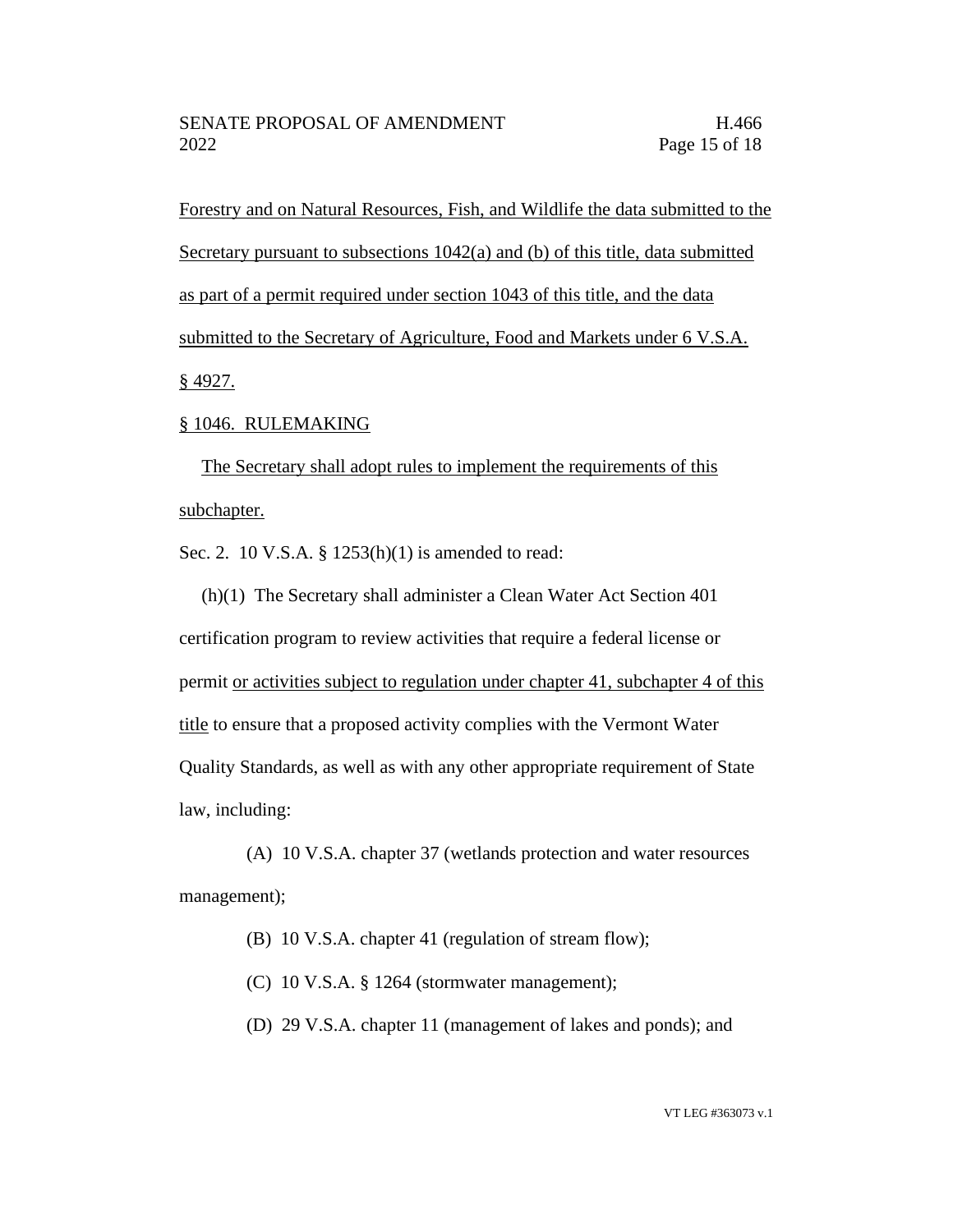Forestry and on Natural Resources, Fish, and Wildlife the data submitted to the Secretary pursuant to subsections 1042(a) and (b) of this title, data submitted as part of a permit required under section 1043 of this title, and the data submitted to the Secretary of Agriculture, Food and Markets under 6 V.S.A. § 4927.

§ 1046. RULEMAKING

The Secretary shall adopt rules to implement the requirements of this subchapter.

Sec. 2. 10 V.S.A. § 1253(h)(1) is amended to read:

(h)(1) The Secretary shall administer a Clean Water Act Section 401 certification program to review activities that require a federal license or permit or activities subject to regulation under chapter 41, subchapter 4 of this title to ensure that a proposed activity complies with the Vermont Water Quality Standards, as well as with any other appropriate requirement of State law, including:

(A) 10 V.S.A. chapter 37 (wetlands protection and water resources management);

(B) 10 V.S.A. chapter 41 (regulation of stream flow);

(C) 10 V.S.A. § 1264 (stormwater management);

(D) 29 V.S.A. chapter 11 (management of lakes and ponds); and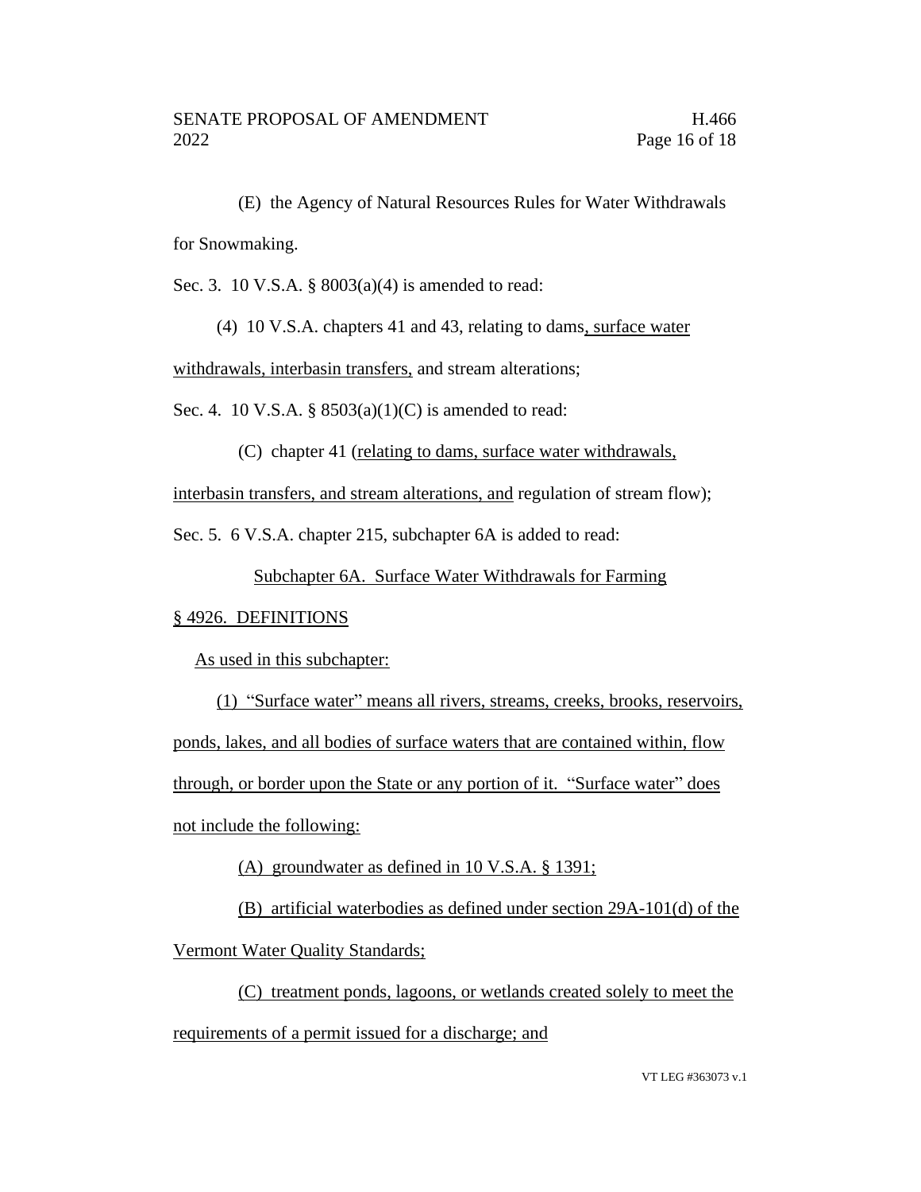(E) the Agency of Natural Resources Rules for Water Withdrawals for Snowmaking.

Sec. 3. 10 V.S.A. § 8003(a)(4) is amended to read:

(4) 10 V.S.A. chapters 41 and 43, relating to dams, surface water withdrawals, interbasin transfers, and stream alterations;

Sec. 4. 10 V.S.A. § 8503(a)(1)(C) is amended to read:

(C) chapter 41 (relating to dams, surface water withdrawals, interbasin transfers, and stream alterations, and regulation of stream flow);

Sec. 5. 6 V.S.A. chapter 215, subchapter 6A is added to read:

Subchapter 6A. Surface Water Withdrawals for Farming

§ 4926. DEFINITIONS

As used in this subchapter:

(1) "Surface water" means all rivers, streams, creeks, brooks, reservoirs, ponds, lakes, and all bodies of surface waters that are contained within, flow through, or border upon the State or any portion of it. "Surface water" does not include the following:

(A) groundwater as defined in 10 V.S.A. § 1391;

(B) artificial waterbodies as defined under section 29A-101(d) of the Vermont Water Quality Standards;

(C) treatment ponds, lagoons, or wetlands created solely to meet the requirements of a permit issued for a discharge; and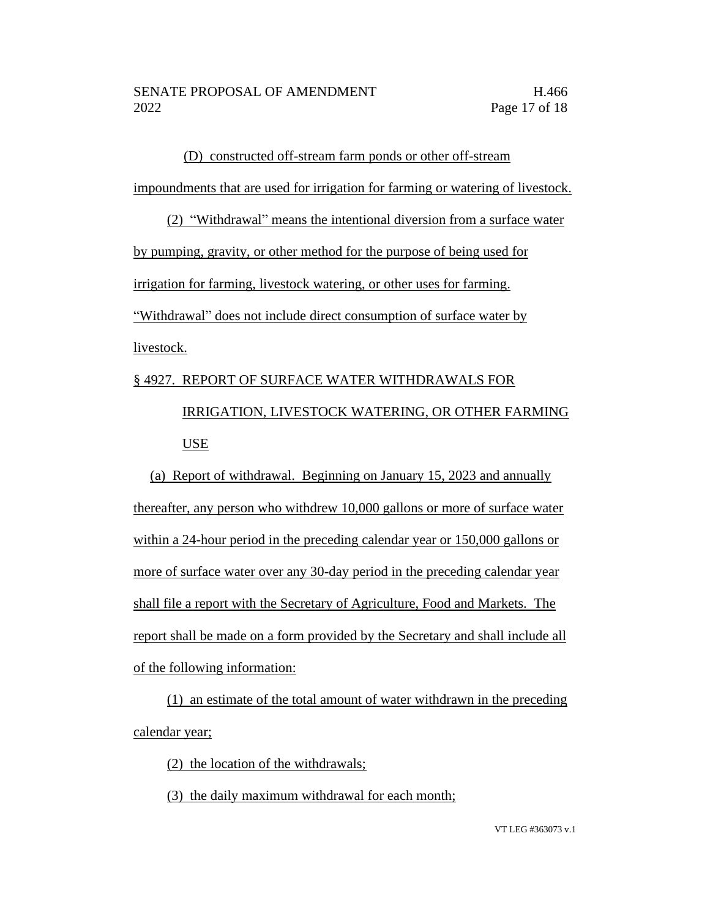(D) constructed off-stream farm ponds or other off-stream impoundments that are used for irrigation for farming or watering of livestock.

(2) "Withdrawal" means the intentional diversion from a surface water by pumping, gravity, or other method for the purpose of being used for irrigation for farming, livestock watering, or other uses for farming. "Withdrawal" does not include direct consumption of surface water by livestock.

§ 4927. REPORT OF SURFACE WATER WITHDRAWALS FOR IRRIGATION, LIVESTOCK WATERING, OR OTHER FARMING USE

(a) Report of withdrawal. Beginning on January 15, 2023 and annually thereafter, any person who withdrew 10,000 gallons or more of surface water within a 24-hour period in the preceding calendar year or 150,000 gallons or more of surface water over any 30-day period in the preceding calendar year shall file a report with the Secretary of Agriculture, Food and Markets. The report shall be made on a form provided by the Secretary and shall include all of the following information:

(1) an estimate of the total amount of water withdrawn in the preceding calendar year;

(2) the location of the withdrawals;

(3) the daily maximum withdrawal for each month;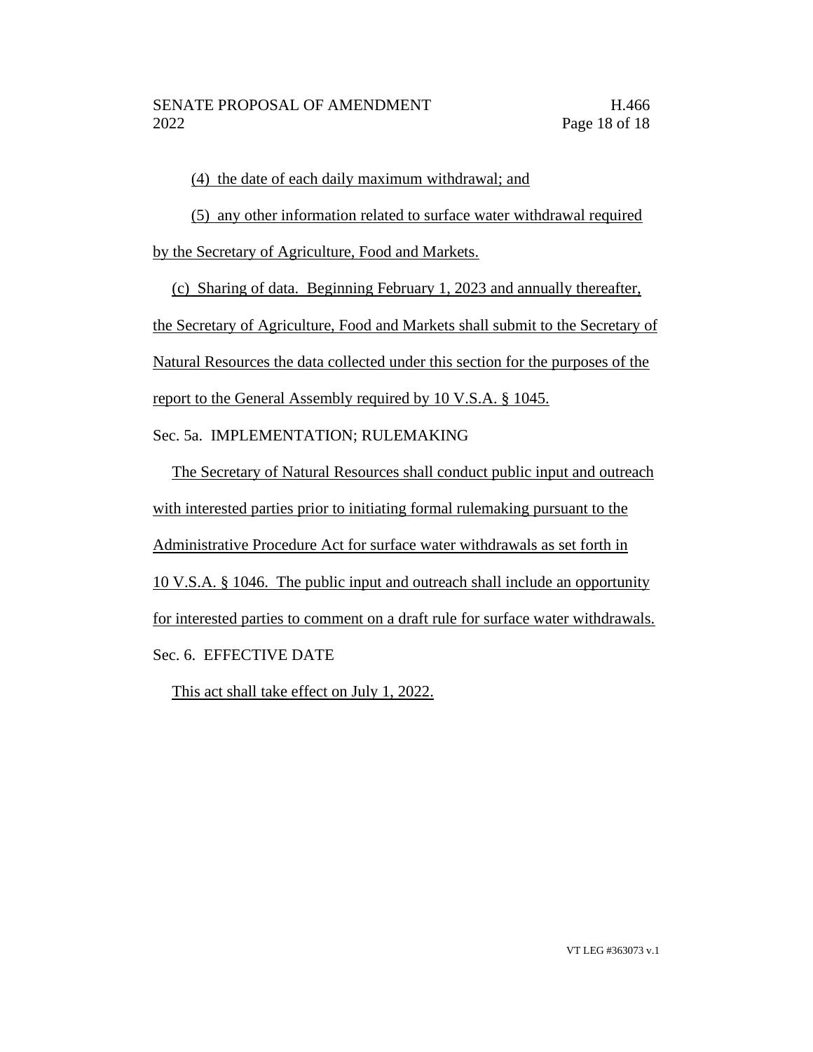(4) the date of each daily maximum withdrawal; and

(5) any other information related to surface water withdrawal required by the Secretary of Agriculture, Food and Markets.

(c) Sharing of data. Beginning February 1, 2023 and annually thereafter, the Secretary of Agriculture, Food and Markets shall submit to the Secretary of Natural Resources the data collected under this section for the purposes of the report to the General Assembly required by 10 V.S.A. § 1045.

Sec. 5a. IMPLEMENTATION; RULEMAKING

The Secretary of Natural Resources shall conduct public input and outreach with interested parties prior to initiating formal rulemaking pursuant to the Administrative Procedure Act for surface water withdrawals as set forth in 10 V.S.A. § 1046. The public input and outreach shall include an opportunity for interested parties to comment on a draft rule for surface water withdrawals.

Sec. 6. EFFECTIVE DATE

This act shall take effect on July 1, 2022.

VT LEG #363073 v.1